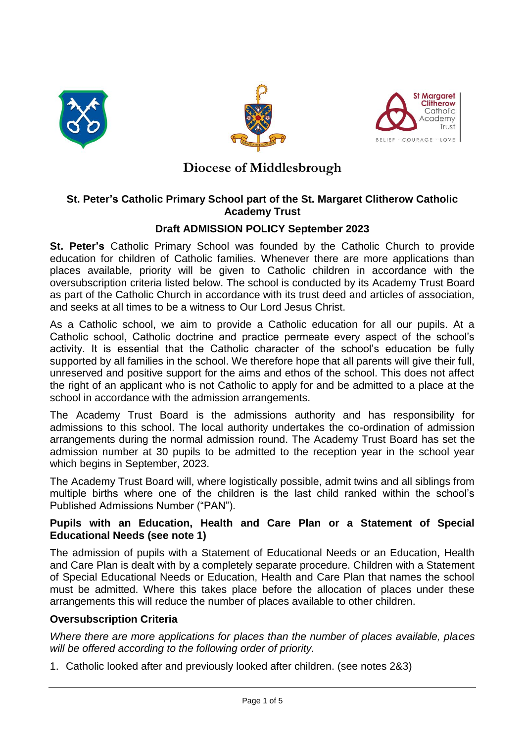# Diocese of Middlesbrough

## St. Peter's Catholic Primary School part of the St. Margaret Clitherow Catholic Academy Trust

### Draft ADMISSION POLICY September 2023

**St. Peter's** Catholic Primary School was founded by the Catholic Church to provide education for children of Catholic families. Whenever there are more applications than places available, priority will be given to Catholic children in accordance with the oversubscription criteria listed below. The school is conducted by its Academy Trust Board as part of the Catholic Church in accordance with its trust deed and articles of association, and seeks at all times to be a witness to Our Lord Jesus Christ.

As a Catholic school, we aim to provide a Catholic education for all our pupils. At a Catholic school, Catholic doctrine and practice permeate every aspect of the school's activity. It is essential that the Catholic character of the school's education be fully supported by all families in the school. We therefore hope that all parents will give their full, unreserved and positive support for the aims and ethos of the school. This does not affect the right of an applicant who is not Catholic to apply for and be admitted to a place at the school in accordance with the admission arrangements.

The Academy Trust Board is the admissions authority and has responsibility for admissions to this school. The local authority undertakes the co-ordination of admission arrangements during the normal admission round. The Academy Trust Board has set the admission number at 30 pupils to be admitted to the reception year in the school year which begins in September, 2023.

The Academy Trust Board will, where logistically possible, admit twins and all siblings from multiple births where one of the children is the last child ranked within the school's Published Admissions Number ("PAN").

**Pupils with an Education, Health and Care Plan or a Statement of Special Educational Needs (see note 1)**

The admission of pupils with a Statement of Educational Needs or an Education, Health and Care Plan is dealt with by a completely separate procedure. Children with a Statement of Special Educational Needs or Education, Health and Care Plan that names the school must be admitted. Where this takes place before the allocation of places under these arrangements this will reduce the number of places available to other children.

**Oversubscription Criteria**

*Where there are more applications for places than the number of places available, places will be offered according to the following order of priority.*

1. Catholic looked after and previously looked after children. (see notes 2&3)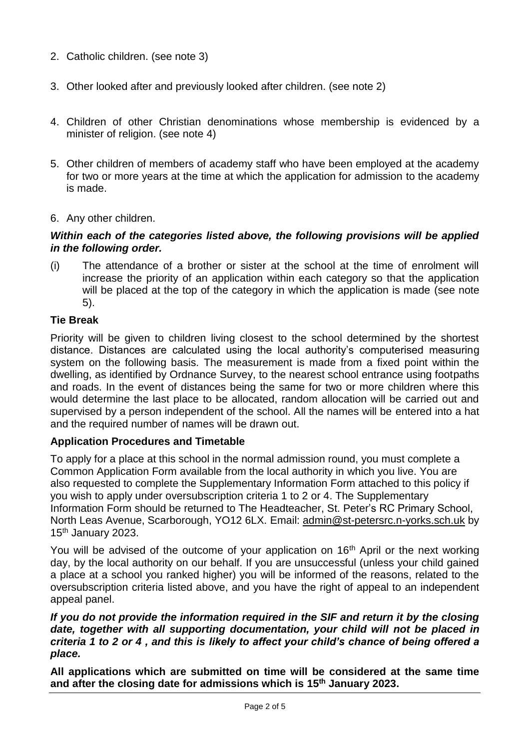2. Catholic children. (see note 3)

3. Other looked after and previously looked after children. (see note 2)

4. Children of other Christian denominations whose membership is evidenced by a minister of religion. (see note 4)

5. Other children of members of academy staff who have been employed at the academy for two or more years at the time at which the application for admission to the academy is made.

6. Any other children.

***Within each of the categories listed above, the following provisions will be applied in the following order.***

(i) The attendance of a brother or sister at the school at the time of enrolment will increase the priority of an application within each category so that the application will be placed at the top of the category in which the application is made (see note 5).

**Tie Break**

Priority will be given to children living closest to the school determined by the shortest distance. Distances are calculated using the local authority's computerised measuring system on the following basis. The measurement is made from a fixed point within the dwelling, as identified by Ordnance Survey, to the nearest school entrance using footpaths and roads. In the event of distances being the same for two or more children where this would determine the last place to be allocated, random allocation will be carried out and supervised by a person independent of the school. All the names will be entered into a hat and the required number of names will be drawn out.

**Application Procedures and Timetable**

To apply for a place at this school in the normal admission round, you must complete a Common Application Form available from the local authority in which you live. You are also requested to complete the Supplementary Information Form attached to this policy if you wish to apply under oversubscription criteria 1 to 2 or 4. The Supplementary Information Form should be returned to The Headteacher, St. Peter's RC Primary School, North Leas Avenue, Scarborough, YO12 6LX. Email: admin@st-petersrc.n-yorks.sch.uk by 15th January 2023.

You will be advised of the outcome of your application on 16th April or the next working day, by the local authority on our behalf. If you are unsuccessful (unless your child gained a place at a school you ranked higher) you will be informed of the reasons, related to the oversubscription criteria listed above, and you have the right of appeal to an independent appeal panel.

***If you do not provide the information required in the SIF and return it by the closing date, together with all supporting documentation, your child will not be placed in criteria 1 to 2 or 4 , and this is likely to affect your child's chance of being offered a place.***

**All applications which are submitted on time will be considered at the same time and after the closing date for admissions which is 15th January 2023.**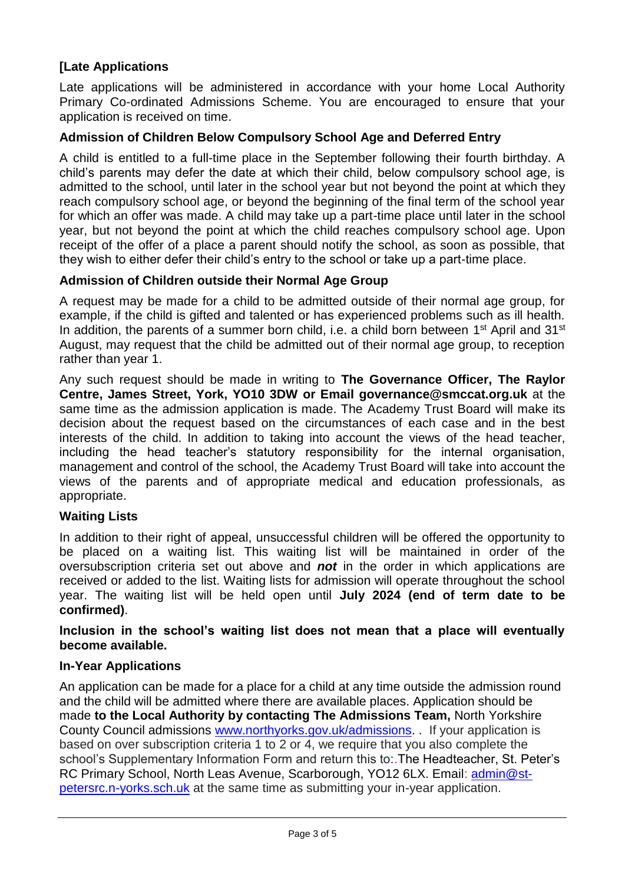## [Late Applications

Late applications will be administered in accordance with your home Local Authority Primary Co-ordinated Admissions Scheme. You are encouraged to ensure that your application is received on time.

## Admission of Children Below Compulsory School Age and Deferred Entry

A child is entitled to a full-time place in the September following their fourth birthday. A child's parents may defer the date at which their child, below compulsory school age, is admitted to the school, until later in the school year but not beyond the point at which they reach compulsory school age, or beyond the beginning of the final term of the school year for which an offer was made. A child may take up a part-time place until later in the school year, but not beyond the point at which the child reaches compulsory school age. Upon receipt of the offer of a place a parent should notify the school, as soon as possible, that they wish to either defer their child's entry to the school or take up a part-time place.

## Admission of Children outside their Normal Age Group

A request may be made for a child to be admitted outside of their normal age group, for example, if the child is gifted and talented or has experienced problems such as ill health. In addition, the parents of a summer born child, i.e. a child born between 1st April and 31st August, may request that the child be admitted out of their normal age group, to reception rather than year 1.

Any such request should be made in writing to **The Governance Officer, The Raylor Centre, James Street, York, YO10 3DW or Email governance@smccat.org.uk** at the same time as the admission application is made. The Academy Trust Board will make its decision about the request based on the circumstances of each case and in the best interests of the child. In addition to taking into account the views of the head teacher, including the head teacher's statutory responsibility for the internal organisation, management and control of the school, the Academy Trust Board will take into account the views of the parents and of appropriate medical and education professionals, as appropriate.

## Waiting Lists

In addition to their right of appeal, unsuccessful children will be offered the opportunity to be placed on a waiting list. This waiting list will be maintained in order of the oversubscription criteria set out above and ***not*** in the order in which applications are received or added to the list. Waiting lists for admission will operate throughout the school year. The waiting list will be held open until **July 2024 (end of term date to be confirmed)**.

**Inclusion in the school's waiting list does not mean that a place will eventually become available.**

## In-Year Applications

An application can be made for a place for a child at any time outside the admission round and the child will be admitted where there are available places. Application should be made **to the Local Authority by contacting The Admissions Team,** North Yorkshire County Council admissions [www.northyorks.gov.uk/admissions](www.northyorks.gov.uk/admissions). . If your application is based on over subscription criteria 1 to 2 or 4, we require that you also complete the school's Supplementary Information Form and return this to:.The Headteacher, St. Peter's RC Primary School, North Leas Avenue, Scarborough, YO12 6LX. Email: [admin@st-petersrc.n-yorks.sch.uk](mailto:admin@st-petersrc.n-yorks.sch.uk) at the same time as submitting your in-year application.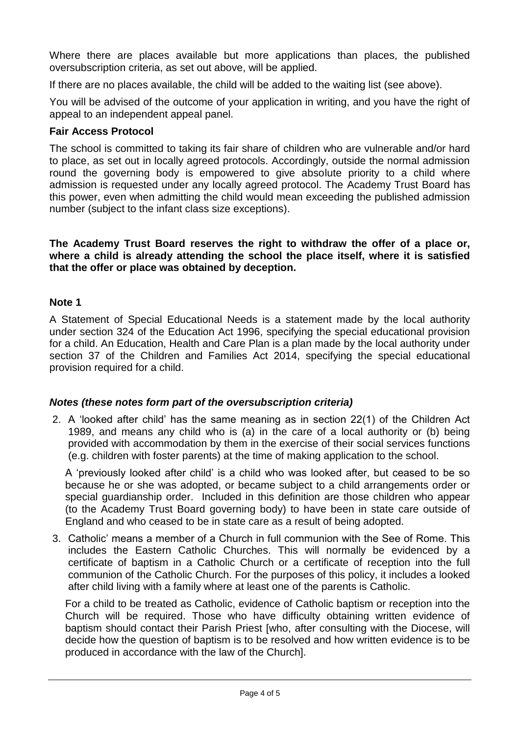Where there are places available but more applications than places, the published oversubscription criteria, as set out above, will be applied.

If there are no places available, the child will be added to the waiting list (see above).

You will be advised of the outcome of your application in writing, and you have the right of appeal to an independent appeal panel.

**Fair Access Protocol**

The school is committed to taking its fair share of children who are vulnerable and/or hard to place, as set out in locally agreed protocols. Accordingly, outside the normal admission round the governing body is empowered to give absolute priority to a child where admission is requested under any locally agreed protocol. The Academy Trust Board has this power, even when admitting the child would mean exceeding the published admission number (subject to the infant class size exceptions).

**The Academy Trust Board reserves the right to withdraw the offer of a place or, where a child is already attending the school the place itself, where it is satisfied that the offer or place was obtained by deception.**

**Note 1**

A Statement of Special Educational Needs is a statement made by the local authority under section 324 of the Education Act 1996, specifying the special educational provision for a child. An Education, Health and Care Plan is a plan made by the local authority under section 37 of the Children and Families Act 2014, specifying the special educational provision required for a child.

***Notes (these notes form part of the oversubscription criteria)***

2. A 'looked after child' has the same meaning as in section 22(1) of the Children Act 1989, and means any child who is (a) in the care of a local authority or (b) being provided with accommodation by them in the exercise of their social services functions (e.g. children with foster parents) at the time of making application to the school.

   A 'previously looked after child' is a child who was looked after, but ceased to be so because he or she was adopted, or became subject to a child arrangements order or special guardianship order. Included in this definition are those children who appear (to the Academy Trust Board governing body) to have been in state care outside of England and who ceased to be in state care as a result of being adopted.

3. Catholic' means a member of a Church in full communion with the See of Rome. This includes the Eastern Catholic Churches. This will normally be evidenced by a certificate of baptism in a Catholic Church or a certificate of reception into the full communion of the Catholic Church. For the purposes of this policy, it includes a looked after child living with a family where at least one of the parents is Catholic.

   For a child to be treated as Catholic, evidence of Catholic baptism or reception into the Church will be required. Those who have difficulty obtaining written evidence of baptism should contact their Parish Priest [who, after consulting with the Diocese, will decide how the question of baptism is to be resolved and how written evidence is to be produced in accordance with the law of the Church].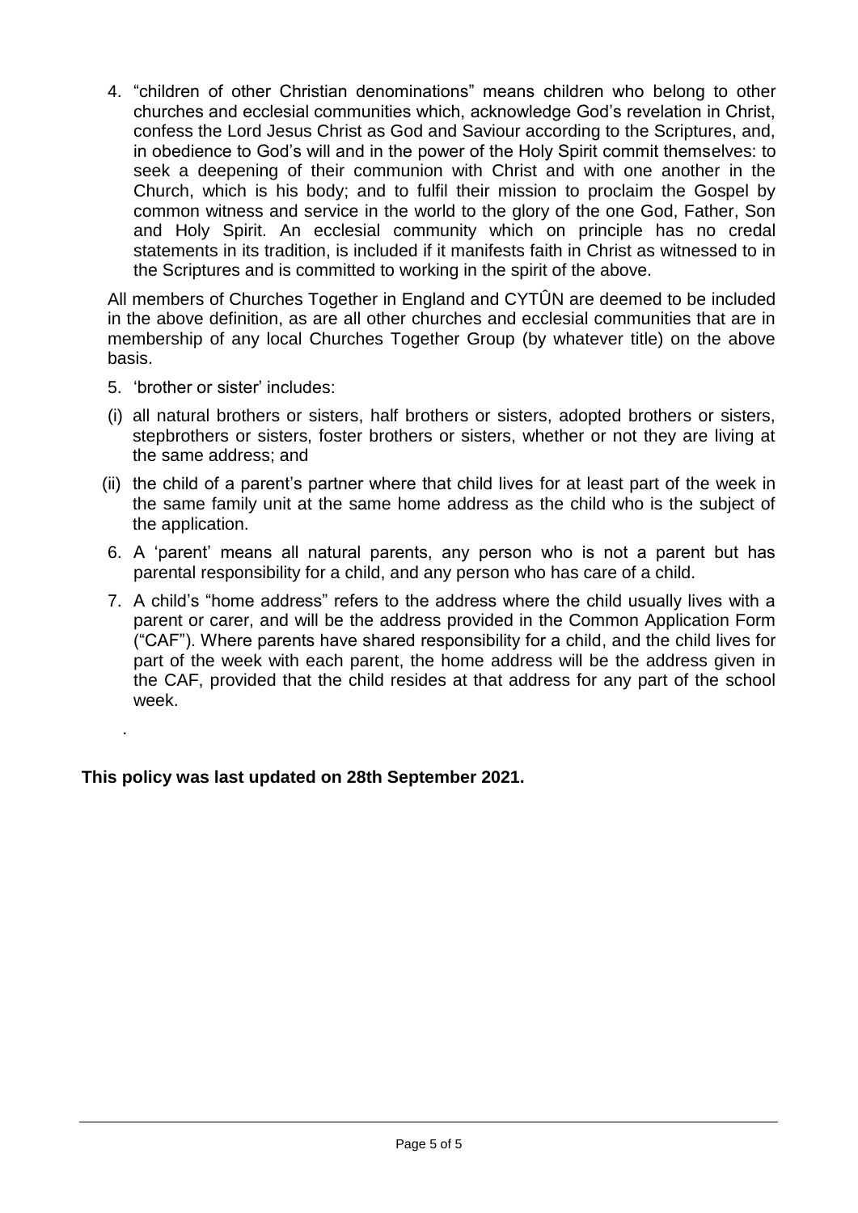4. "children of other Christian denominations" means children who belong to other churches and ecclesial communities which, acknowledge God's revelation in Christ, confess the Lord Jesus Christ as God and Saviour according to the Scriptures, and, in obedience to God's will and in the power of the Holy Spirit commit themselves: to seek a deepening of their communion with Christ and with one another in the Church, which is his body; and to fulfil their mission to proclaim the Gospel by common witness and service in the world to the glory of the one God, Father, Son and Holy Spirit. An ecclesial community which on principle has no credal statements in its tradition, is included if it manifests faith in Christ as witnessed to in the Scriptures and is committed to working in the spirit of the above.

All members of Churches Together in England and CYTÛN are deemed to be included in the above definition, as are all other churches and ecclesial communities that are in membership of any local Churches Together Group (by whatever title) on the above basis.

5. 'brother or sister' includes:

(i) all natural brothers or sisters, half brothers or sisters, adopted brothers or sisters, stepbrothers or sisters, foster brothers or sisters, whether or not they are living at the same address; and

(ii) the child of a parent's partner where that child lives for at least part of the week in the same family unit at the same home address as the child who is the subject of the application.

6. A 'parent' means all natural parents, any person who is not a parent but has parental responsibility for a child, and any person who has care of a child.

7. A child's "home address" refers to the address where the child usually lives with a parent or carer, and will be the address provided in the Common Application Form ("CAF"). Where parents have shared responsibility for a child, and the child lives for part of the week with each parent, the home address will be the address given in the CAF, provided that the child resides at that address for any part of the school week.

.

**This policy was last updated on 28th September 2021.**